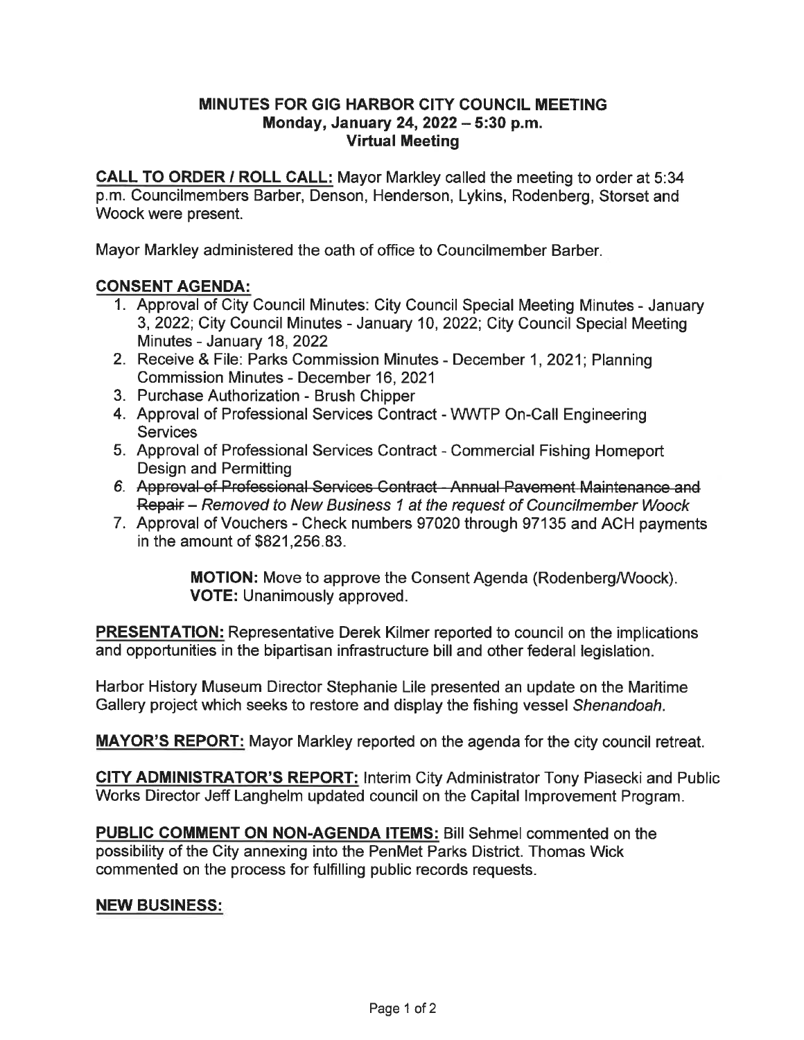# MINUTES FOR GIG HARBOR CITY COUNCIL MEETING
## Monday, January 24, 2022 – 5:30 p.m.
## Virtual Meeting

**CALL TO ORDER / ROLL CALL:** Mayor Markley called the meeting to order at 5:34 p.m. Councilmembers Barber, Denson, Henderson, Lykins, Rodenberg, Storset and Woock were present.

Mayor Markley administered the oath of office to Councilmember Barber.

**CONSENT AGENDA:**

1. Approval of City Council Minutes: City Council Special Meeting Minutes - January 3, 2022; City Council Minutes - January 10, 2022; City Council Special Meeting Minutes - January 18, 2022
2. Receive & File: Parks Commission Minutes - December 1, 2021; Planning Commission Minutes - December 16, 2021
3. Purchase Authorization - Brush Chipper
4. Approval of Professional Services Contract - WWTP On-Call Engineering Services
5. Approval of Professional Services Contract - Commercial Fishing Homeport Design and Permitting
6. ~~Approval of Professional Services Contract - Annual Pavement Maintenance and Repair~~ – *Removed to New Business 1 at the request of Councilmember Woock*
7. Approval of Vouchers - Check numbers 97020 through 97135 and ACH payments in the amount of $821,256.83.

> **MOTION:** Move to approve the Consent Agenda (Rodenberg/Woock).
> **VOTE:** Unanimously approved.

**PRESENTATION:** Representative Derek Kilmer reported to council on the implications and opportunities in the bipartisan infrastructure bill and other federal legislation.

Harbor History Museum Director Stephanie Lile presented an update on the Maritime Gallery project which seeks to restore and display the fishing vessel *Shenandoah*.

**MAYOR'S REPORT:** Mayor Markley reported on the agenda for the city council retreat.

**CITY ADMINISTRATOR'S REPORT:** Interim City Administrator Tony Piasecki and Public Works Director Jeff Langhelm updated council on the Capital Improvement Program.

**PUBLIC COMMENT ON NON-AGENDA ITEMS:** Bill Sehmel commented on the possibility of the City annexing into the PenMet Parks District. Thomas Wick commented on the process for fulfilling public records requests.

**NEW BUSINESS:**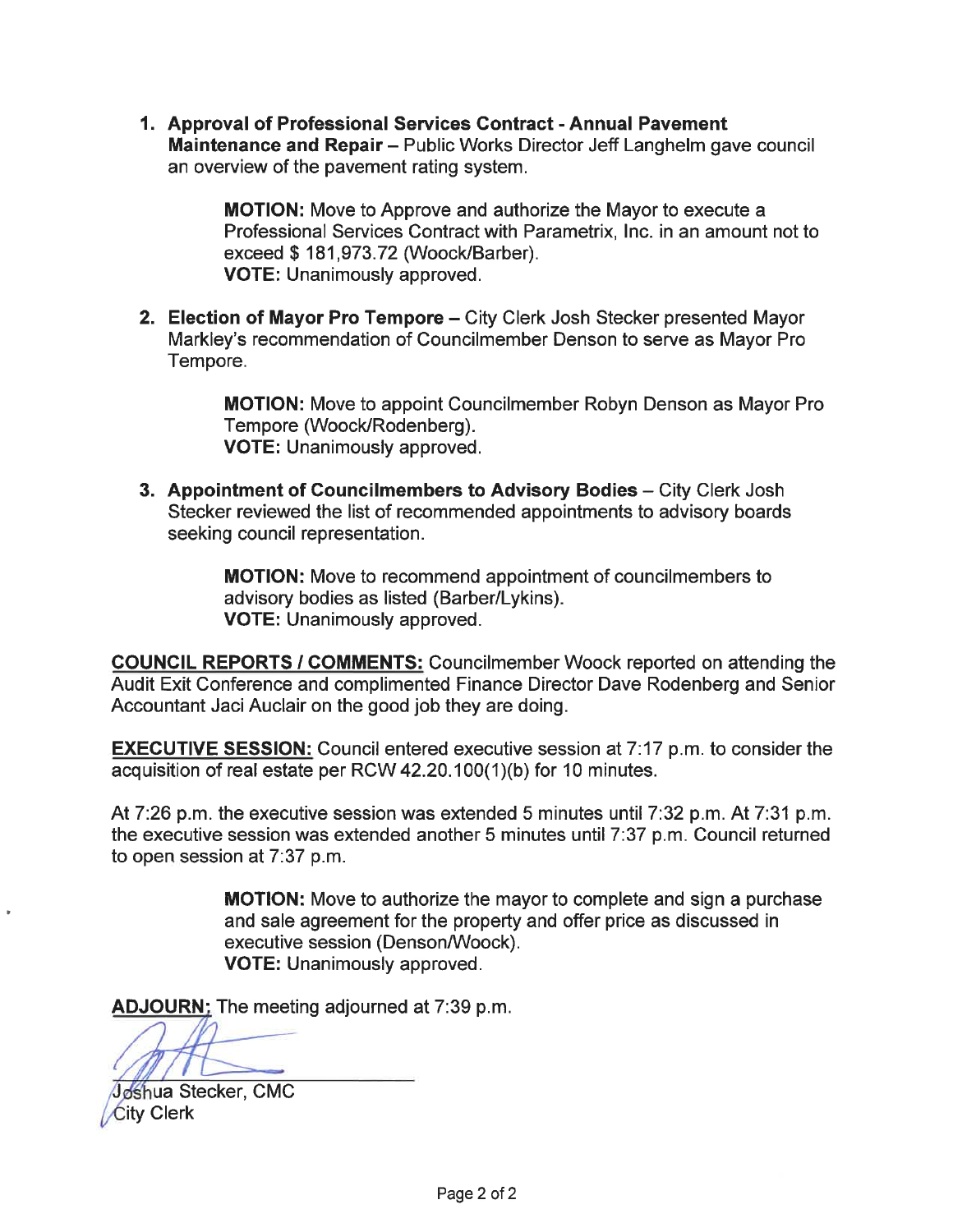1. **Approval of Professional Services Contract - Annual Pavement Maintenance and Repair** – Public Works Director Jeff Langhelm gave council an overview of the pavement rating system.

   **MOTION:** Move to Approve and authorize the Mayor to execute a Professional Services Contract with Parametrix, Inc. in an amount not to exceed $ 181,973.72 (Woock/Barber).
   **VOTE:** Unanimously approved.

2. **Election of Mayor Pro Tempore** – City Clerk Josh Stecker presented Mayor Markley's recommendation of Councilmember Denson to serve as Mayor Pro Tempore.

   **MOTION:** Move to appoint Councilmember Robyn Denson as Mayor Pro Tempore (Woock/Rodenberg).
   **VOTE:** Unanimously approved.

3. **Appointment of Councilmembers to Advisory Bodies** – City Clerk Josh Stecker reviewed the list of recommended appointments to advisory boards seeking council representation.

   **MOTION:** Move to recommend appointment of councilmembers to advisory bodies as listed (Barber/Lykins).
   **VOTE:** Unanimously approved.

**COUNCIL REPORTS / COMMENTS:** Councilmember Woock reported on attending the Audit Exit Conference and complimented Finance Director Dave Rodenberg and Senior Accountant Jaci Auclair on the good job they are doing.

**EXECUTIVE SESSION:** Council entered executive session at 7:17 p.m. to consider the acquisition of real estate per RCW 42.20.100(1)(b) for 10 minutes.

At 7:26 p.m. the executive session was extended 5 minutes until 7:32 p.m. At 7:31 p.m. the executive session was extended another 5 minutes until 7:37 p.m. Council returned to open session at 7:37 p.m.

**MOTION:** Move to authorize the mayor to complete and sign a purchase and sale agreement for the property and offer price as discussed in executive session (Denson/Woock).
**VOTE:** Unanimously approved.

**ADJOURN:** The meeting adjourned at 7:39 p.m.

Joshua Stecker, CMC
City Clerk